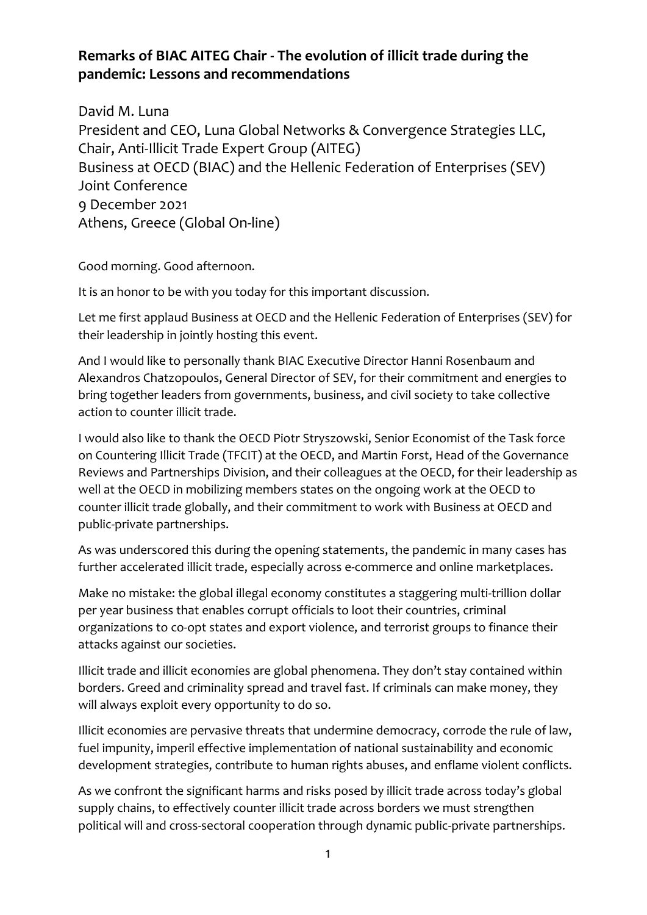## Remarks of BIAC AITEG Chair - The evolution of illicit trade during the pandemic: Lessons and recommendations

David M. Luna
President and CEO, Luna Global Networks & Convergence Strategies LLC,
Chair, Anti-Illicit Trade Expert Group (AITEG)
Business at OECD (BIAC) and the Hellenic Federation of Enterprises (SEV)
Joint Conference
9 December 2021
Athens, Greece (Global On-line)

Good morning. Good afternoon.

It is an honor to be with you today for this important discussion.

Let me first applaud Business at OECD and the Hellenic Federation of Enterprises (SEV) for their leadership in jointly hosting this event.

And I would like to personally thank BIAC Executive Director Hanni Rosenbaum and Alexandros Chatzopoulos, General Director of SEV, for their commitment and energies to bring together leaders from governments, business, and civil society to take collective action to counter illicit trade.

I would also like to thank the OECD Piotr Stryszowski, Senior Economist of the Task force on Countering Illicit Trade (TFCIT) at the OECD, and Martin Forst, Head of the Governance Reviews and Partnerships Division, and their colleagues at the OECD, for their leadership as well at the OECD in mobilizing members states on the ongoing work at the OECD to counter illicit trade globally, and their commitment to work with Business at OECD and public-private partnerships.

As was underscored this during the opening statements, the pandemic in many cases has further accelerated illicit trade, especially across e-commerce and online marketplaces.

Make no mistake: the global illegal economy constitutes a staggering multi-trillion dollar per year business that enables corrupt officials to loot their countries, criminal organizations to co-opt states and export violence, and terrorist groups to finance their attacks against our societies.

Illicit trade and illicit economies are global phenomena. They don't stay contained within borders. Greed and criminality spread and travel fast. If criminals can make money, they will always exploit every opportunity to do so.

Illicit economies are pervasive threats that undermine democracy, corrode the rule of law, fuel impunity, imperil effective implementation of national sustainability and economic development strategies, contribute to human rights abuses, and enflame violent conflicts.

As we confront the significant harms and risks posed by illicit trade across today's global supply chains, to effectively counter illicit trade across borders we must strengthen political will and cross-sectoral cooperation through dynamic public-private partnerships.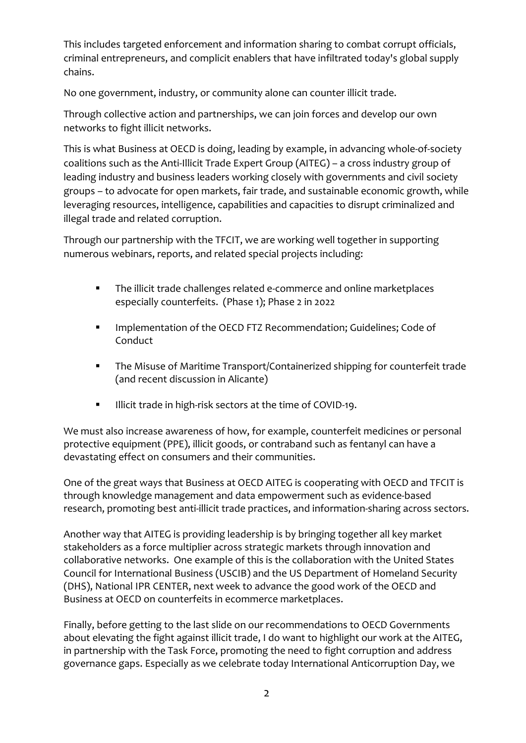This includes targeted enforcement and information sharing to combat corrupt officials, criminal entrepreneurs, and complicit enablers that have infiltrated today's global supply chains.

No one government, industry, or community alone can counter illicit trade.

Through collective action and partnerships, we can join forces and develop our own networks to fight illicit networks.

This is what Business at OECD is doing, leading by example, in advancing whole-of-society coalitions such as the Anti-Illicit Trade Expert Group (AITEG) – a cross industry group of leading industry and business leaders working closely with governments and civil society groups – to advocate for open markets, fair trade, and sustainable economic growth, while leveraging resources, intelligence, capabilities and capacities to disrupt criminalized and illegal trade and related corruption.

Through our partnership with the TFCIT, we are working well together in supporting numerous webinars, reports, and related special projects including:

- The illicit trade challenges related e-commerce and online marketplaces especially counterfeits. (Phase 1); Phase 2 in 2022
- Implementation of the OECD FTZ Recommendation; Guidelines; Code of Conduct
- The Misuse of Maritime Transport/Containerized shipping for counterfeit trade (and recent discussion in Alicante)
- Illicit trade in high-risk sectors at the time of COVID-19.

We must also increase awareness of how, for example, counterfeit medicines or personal protective equipment (PPE), illicit goods, or contraband such as fentanyl can have a devastating effect on consumers and their communities.

One of the great ways that Business at OECD AITEG is cooperating with OECD and TFCIT is through knowledge management and data empowerment such as evidence-based research, promoting best anti-illicit trade practices, and information-sharing across sectors.

Another way that AITEG is providing leadership is by bringing together all key market stakeholders as a force multiplier across strategic markets through innovation and collaborative networks. One example of this is the collaboration with the United States Council for International Business (USCIB) and the US Department of Homeland Security (DHS), National IPR CENTER, next week to advance the good work of the OECD and Business at OECD on counterfeits in ecommerce marketplaces.

Finally, before getting to the last slide on our recommendations to OECD Governments about elevating the fight against illicit trade, I do want to highlight our work at the AITEG, in partnership with the Task Force, promoting the need to fight corruption and address governance gaps. Especially as we celebrate today International Anticorruption Day, we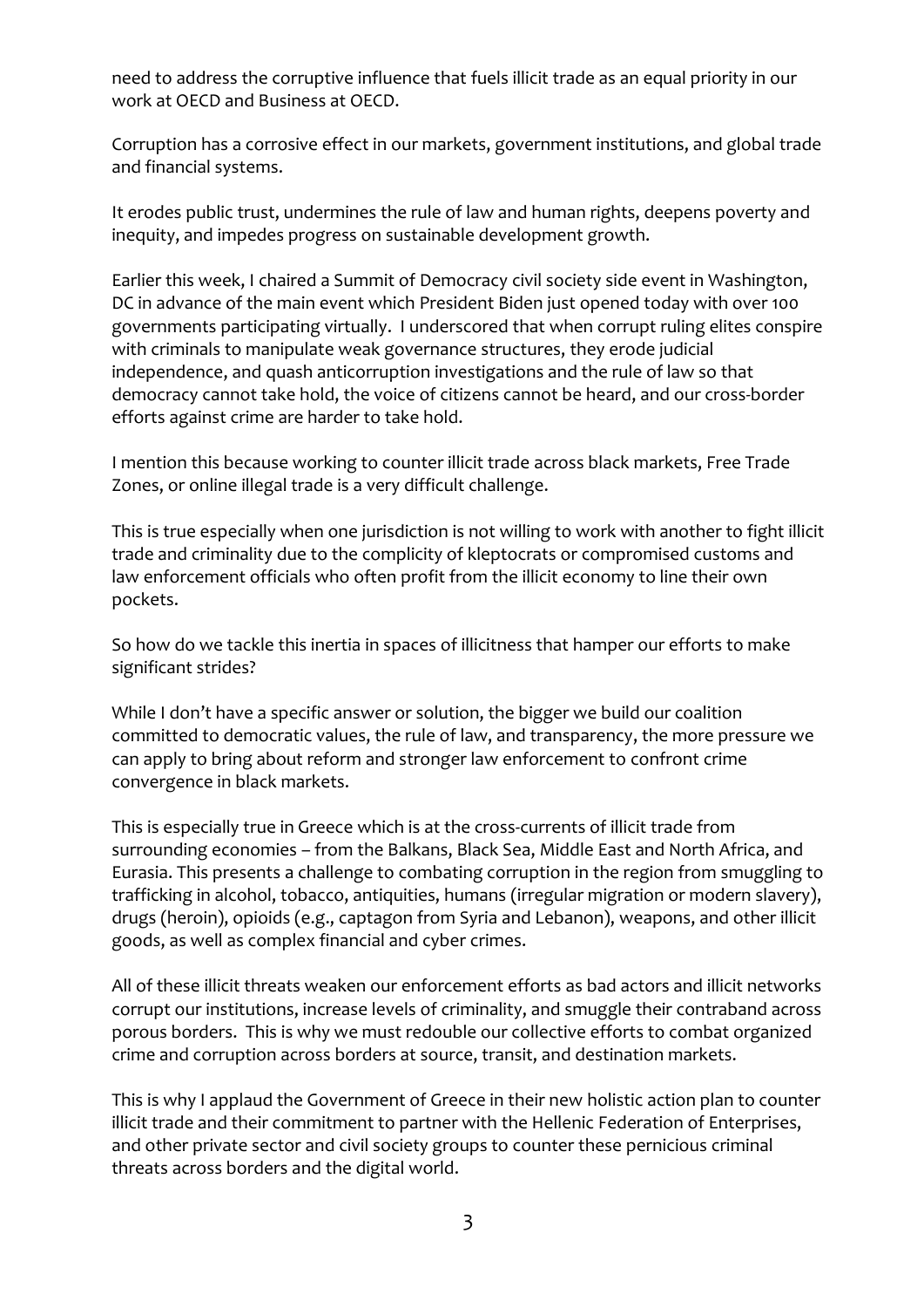need to address the corruptive influence that fuels illicit trade as an equal priority in our work at OECD and Business at OECD.

Corruption has a corrosive effect in our markets, government institutions, and global trade and financial systems.

It erodes public trust, undermines the rule of law and human rights, deepens poverty and inequity, and impedes progress on sustainable development growth.

Earlier this week, I chaired a Summit of Democracy civil society side event in Washington, DC in advance of the main event which President Biden just opened today with over 100 governments participating virtually. I underscored that when corrupt ruling elites conspire with criminals to manipulate weak governance structures, they erode judicial independence, and quash anticorruption investigations and the rule of law so that democracy cannot take hold, the voice of citizens cannot be heard, and our cross-border efforts against crime are harder to take hold.

I mention this because working to counter illicit trade across black markets, Free Trade Zones, or online illegal trade is a very difficult challenge.

This is true especially when one jurisdiction is not willing to work with another to fight illicit trade and criminality due to the complicity of kleptocrats or compromised customs and law enforcement officials who often profit from the illicit economy to line their own pockets.

So how do we tackle this inertia in spaces of illicitness that hamper our efforts to make significant strides?

While I don't have a specific answer or solution, the bigger we build our coalition committed to democratic values, the rule of law, and transparency, the more pressure we can apply to bring about reform and stronger law enforcement to confront crime convergence in black markets.

This is especially true in Greece which is at the cross-currents of illicit trade from surrounding economies – from the Balkans, Black Sea, Middle East and North Africa, and Eurasia. This presents a challenge to combating corruption in the region from smuggling to trafficking in alcohol, tobacco, antiquities, humans (irregular migration or modern slavery), drugs (heroin), opioids (e.g., captagon from Syria and Lebanon), weapons, and other illicit goods, as well as complex financial and cyber crimes.

All of these illicit threats weaken our enforcement efforts as bad actors and illicit networks corrupt our institutions, increase levels of criminality, and smuggle their contraband across porous borders. This is why we must redouble our collective efforts to combat organized crime and corruption across borders at source, transit, and destination markets.

This is why I applaud the Government of Greece in their new holistic action plan to counter illicit trade and their commitment to partner with the Hellenic Federation of Enterprises, and other private sector and civil society groups to counter these pernicious criminal threats across borders and the digital world.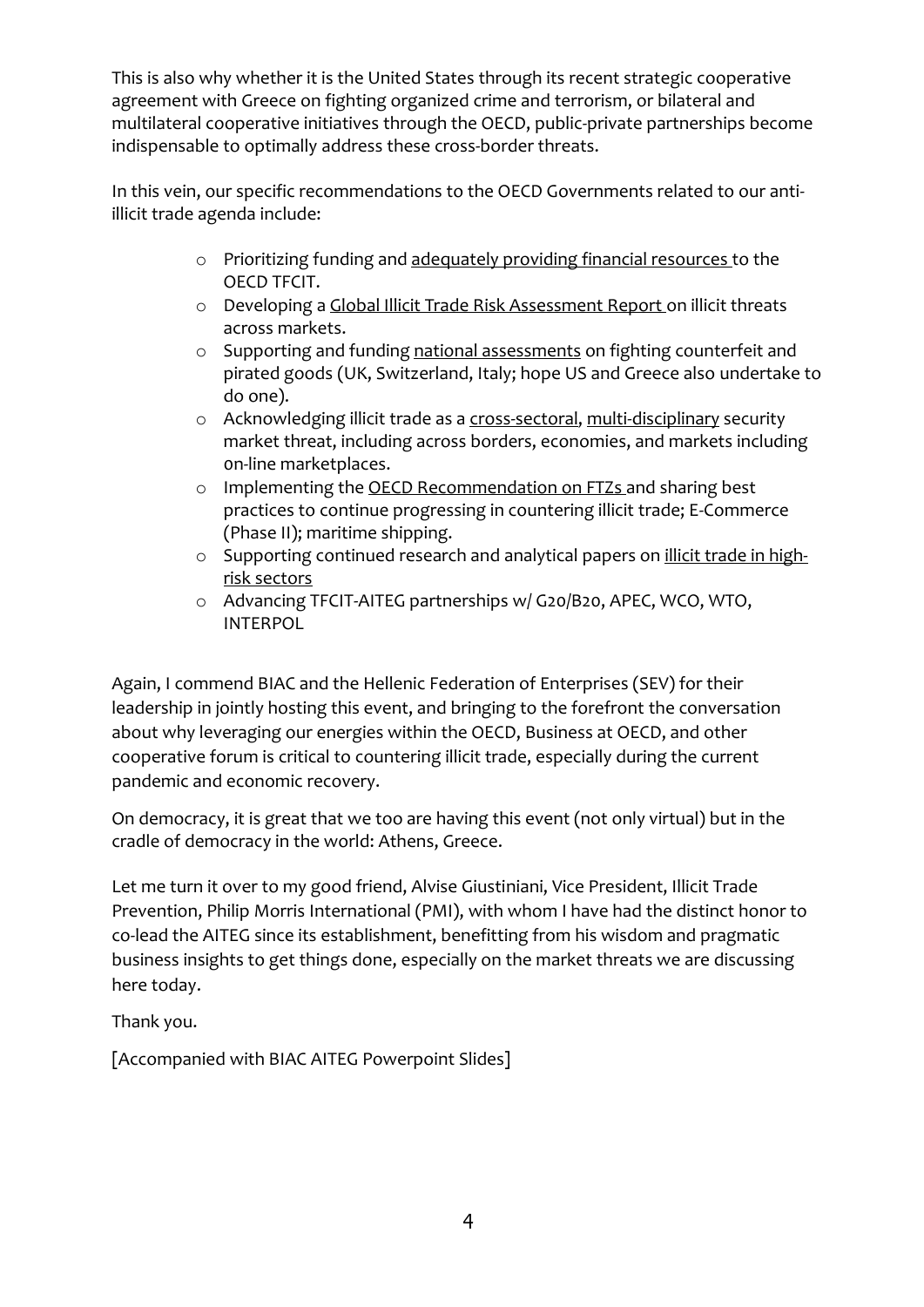This is also why whether it is the United States through its recent strategic cooperative agreement with Greece on fighting organized crime and terrorism, or bilateral and multilateral cooperative initiatives through the OECD, public-private partnerships become indispensable to optimally address these cross-border threats.

In this vein, our specific recommendations to the OECD Governments related to our anti-illicit trade agenda include:

- Prioritizing funding and adequately providing financial resources to the OECD TFCIT.
- Developing a Global Illicit Trade Risk Assessment Report on illicit threats across markets.
- Supporting and funding national assessments on fighting counterfeit and pirated goods (UK, Switzerland, Italy; hope US and Greece also undertake to do one).
- Acknowledging illicit trade as a cross-sectoral, multi-disciplinary security market threat, including across borders, economies, and markets including on-line marketplaces.
- Implementing the OECD Recommendation on FTZs and sharing best practices to continue progressing in countering illicit trade; E-Commerce (Phase II); maritime shipping.
- Supporting continued research and analytical papers on illicit trade in high-risk sectors
- Advancing TFCIT-AITEG partnerships w/ G20/B20, APEC, WCO, WTO, INTERPOL

Again, I commend BIAC and the Hellenic Federation of Enterprises (SEV) for their leadership in jointly hosting this event, and bringing to the forefront the conversation about why leveraging our energies within the OECD, Business at OECD, and other cooperative forum is critical to countering illicit trade, especially during the current pandemic and economic recovery.

On democracy, it is great that we too are having this event (not only virtual) but in the cradle of democracy in the world: Athens, Greece.

Let me turn it over to my good friend, Alvise Giustiniani, Vice President, Illicit Trade Prevention, Philip Morris International (PMI), with whom I have had the distinct honor to co-lead the AITEG since its establishment, benefitting from his wisdom and pragmatic business insights to get things done, especially on the market threats we are discussing here today.

Thank you.

[Accompanied with BIAC AITEG Powerpoint Slides]